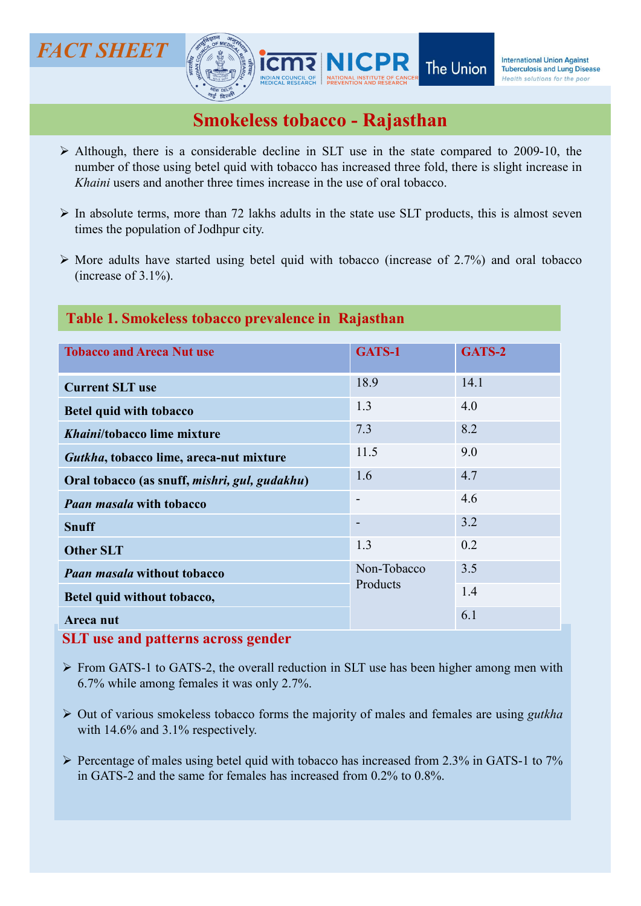FACT SHEET

# Smokeless tobacco - Rajasthan

- Although, there is a considerable decline in SLT use in the state compared to 2009-10, the number of those using betel quid with tobacco has increased three fold, there is slight increase in *Khaini* users and another three times increase in the use of oral tobacco.
- In absolute terms, more than 72 lakhs adults in the state use SLT products, this is almost seven times the population of Jodhpur city.
- More adults have started using betel quid with tobacco (increase of 2.7%) and oral tobacco (increase of 3.1%).

## Table 1. Smokeless tobacco prevalence in Rajasthan

| Tobacco and Areca Nut use | GATS-1 | GATS-2 |
|---|---|---|
| **Current SLT use** | 18.9 | 14.1 |
| **Betel quid with tobacco** | 1.3 | 4.0 |
| ***Khaini*/tobacco lime mixture** | 7.3 | 8.2 |
| ***Gutkha*, tobacco lime, areca-nut mixture** | 11.5 | 9.0 |
| **Oral tobacco (as snuff, *mishri, gul, gudakhu*)** | 1.6 | 4.7 |
| ***Paan masala* with tobacco** | - | 4.6 |
| **Snuff** | - | 3.2 |
| **Other SLT** | 1.3 | 0.2 |
| ***Paan masala* without tobacco** | Non-Tobacco Products | 3.5 |
| **Betel quid without tobacco,** | | 1.4 |
| **Areca nut** | | 6.1 |

## SLT use and patterns across gender

- From GATS-1 to GATS-2, the overall reduction in SLT use has been higher among men with 6.7% while among females it was only 2.7%.
- Out of various smokeless tobacco forms the majority of males and females are using *gutkha* with 14.6% and 3.1% respectively.
- Percentage of males using betel quid with tobacco has increased from 2.3% in GATS-1 to 7% in GATS-2 and the same for females has increased from 0.2% to 0.8%.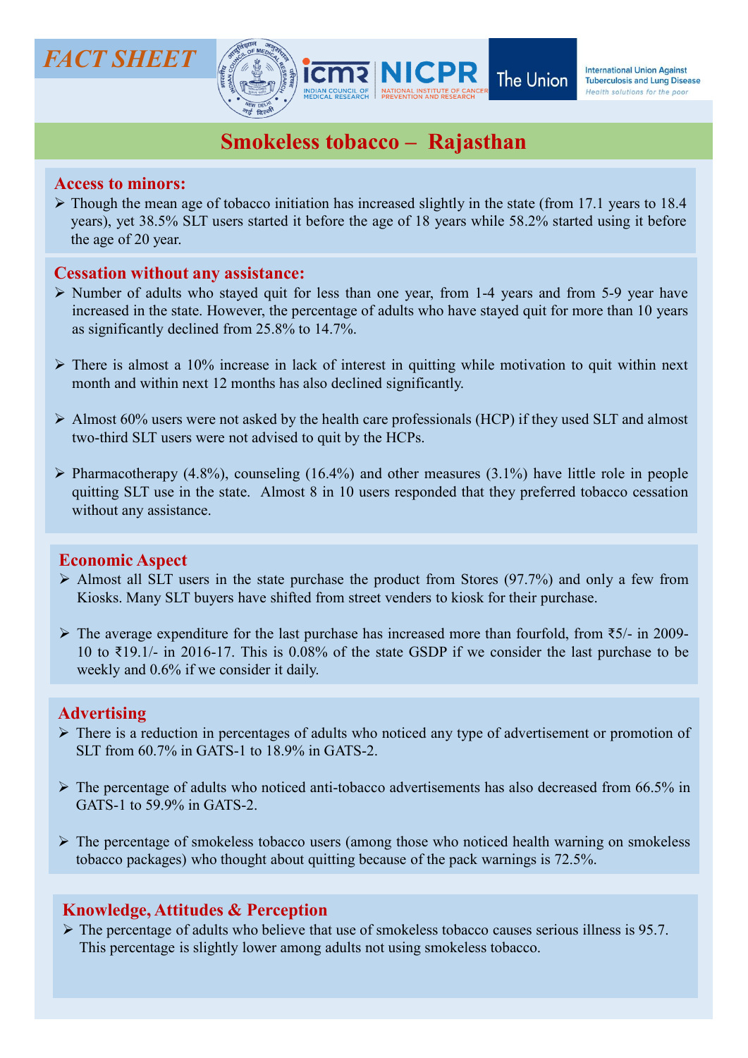FACT SHEET

# Smokeless tobacco – Rajasthan

## Access to minors:

- Though the mean age of tobacco initiation has increased slightly in the state (from 17.1 years to 18.4 years), yet 38.5% SLT users started it before the age of 18 years while 58.2% started using it before the age of 20 year.

## Cessation without any assistance:

- Number of adults who stayed quit for less than one year, from 1-4 years and from 5-9 year have increased in the state. However, the percentage of adults who have stayed quit for more than 10 years as significantly declined from 25.8% to 14.7%.
- There is almost a 10% increase in lack of interest in quitting while motivation to quit within next month and within next 12 months has also declined significantly.
- Almost 60% users were not asked by the health care professionals (HCP) if they used SLT and almost two-third SLT users were not advised to quit by the HCPs.
- Pharmacotherapy (4.8%), counseling (16.4%) and other measures (3.1%) have little role in people quitting SLT use in the state. Almost 8 in 10 users responded that they preferred tobacco cessation without any assistance.

## Economic Aspect

- Almost all SLT users in the state purchase the product from Stores (97.7%) and only a few from Kiosks. Many SLT buyers have shifted from street venders to kiosk for their purchase.
- The average expenditure for the last purchase has increased more than fourfold, from ₹5/- in 2009-10 to ₹19.1/- in 2016-17. This is 0.08% of the state GSDP if we consider the last purchase to be weekly and 0.6% if we consider it daily.

## Advertising

- There is a reduction in percentages of adults who noticed any type of advertisement or promotion of SLT from 60.7% in GATS-1 to 18.9% in GATS-2.
- The percentage of adults who noticed anti-tobacco advertisements has also decreased from 66.5% in GATS-1 to 59.9% in GATS-2.
- The percentage of smokeless tobacco users (among those who noticed health warning on smokeless tobacco packages) who thought about quitting because of the pack warnings is 72.5%.

## Knowledge, Attitudes & Perception

- The percentage of adults who believe that use of smokeless tobacco causes serious illness is 95.7. This percentage is slightly lower among adults not using smokeless tobacco.